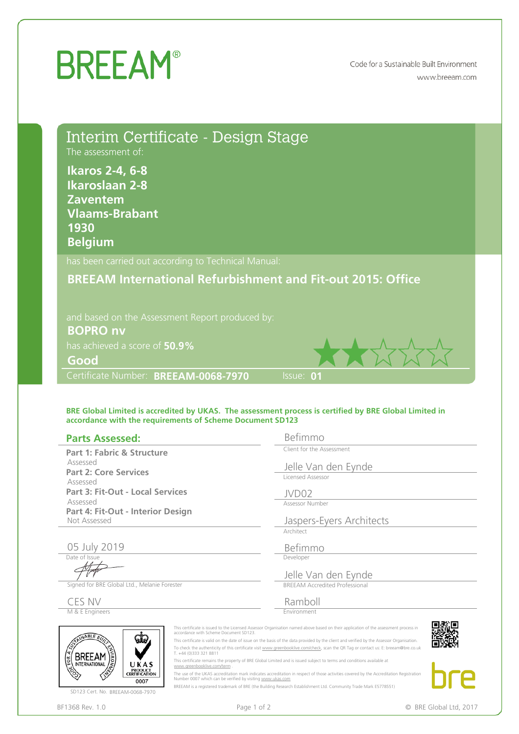# BREEAM®

Code for a Sustainable Built Environment
www.breeam.com

## Interim Certificate - Design Stage

The assessment of:

**Ikaros 2-4, 6-8**
**Ikaroslaan 2-8**
**Zaventem**
**Vlaams-Brabant**
**1930**
**Belgium**

has been carried out according to Technical Manual:

**BREEAM International Refurbishment and Fit-out 2015: Office**

and based on the Assessment Report produced by:

**BOPRO nv**

has achieved a score of **50.9%**

**Good**

Certificate Number: **BREEAM-0068-7970** Issue: **01**

**BRE Global Limited is accredited by UKAS. The assessment process is certified by BRE Global Limited in accordance with the requirements of Scheme Document SD123**

### Parts Assessed:

**Part 1: Fabric & Structure**
Assessed

**Part 2: Core Services**
Assessed

**Part 3: Fit-Out - Local Services**
Assessed

**Part 4: Fit-Out - Interior Design**
Not Assessed

05 July 2019
Date of Issue

Signed for BRE Global Ltd., Melanie Forester

CES NV
M & E Engineers

Befimmo
Client for the Assessment

Jelle Van den Eynde
Licensed Assessor

JVD02
Assessor Number

Jaspers-Eyers Architects
Architect

Befimmo
Developer

Jelle Van den Eynde
BREEAM Accredited Professional

Ramboll
Environment

SD123 Cert. No. BREEAM-0068-7970

This certificate is issued to the Licensed Assessor Organisation named above based on their application of the assessment process in accordance with Scheme Document SD123.

This certificate is valid on the date of issue on the basis of the data provided by the client and verified by the Assessor Organisation.

To check the authenticity of this certificate visit www.greenbooklive.com/check, scan the QR Tag or contact us: E: breeam@bre.co.uk T. +44 (0)333 321 8811

This certificate remains the property of BRE Global Limited and is issued subject to terms and conditions available at www.greenbooklive.com/term

The use of the UKAS accreditation mark indicates accreditation in respect of those activities covered by the Accreditation Registration Number 0007 which can be verified by visiting www.ukas.com

BREEAM is a registered trademark of BRE (the Building Research Establishment Ltd. Community Trade Mark E5778551)

BF1368 Rev. 1.0

© BRE Global Ltd, 2017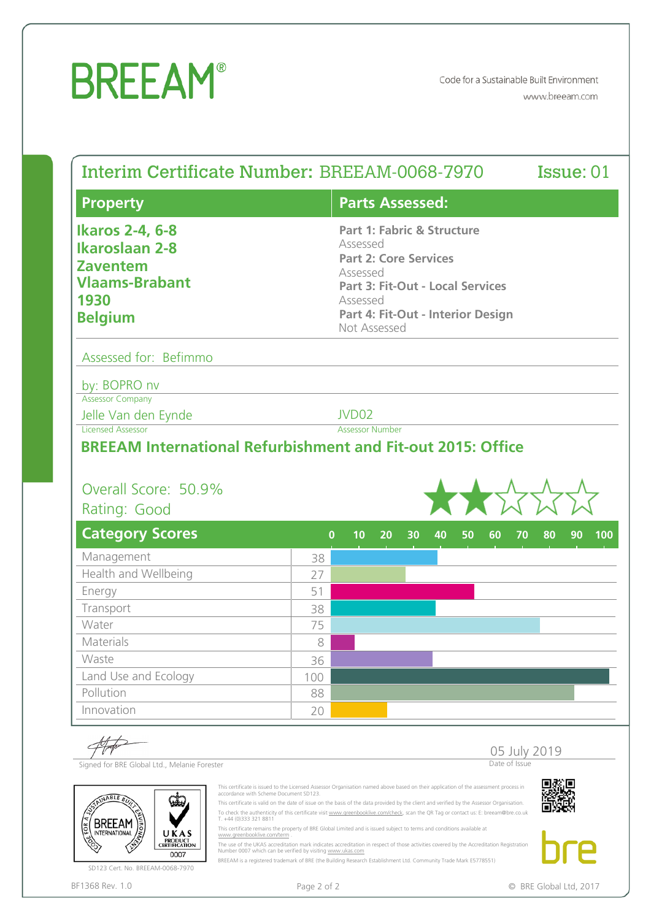# BREEAM®

Code for a Sustainable Built Environment
www.breeam.com

## Interim Certificate Number: BREEAM-0068-7970 — Issue: 01

| Property | Parts Assessed: |
|---|---|
| **Ikaros 2-4, 6-8**<br>**Ikaroslaan 2-8**<br>**Zaventem**<br>**Vlaams-Brabant**<br>**1930**<br>**Belgium** | **Part 1: Fabric & Structure**<br>Assessed<br>**Part 2: Core Services**<br>Assessed<br>**Part 3: Fit-Out - Local Services**<br>Assessed<br>**Part 4: Fit-Out - Interior Design**<br>Not Assessed |

Assessed for: Befimmo

by: BOPRO nv
Assessor Company

Jelle Van den Eynde — Licensed Assessor

JVD02 — Assessor Number

**BREEAM International Refurbishment and Fit-out 2015: Office**

Overall Score: 50.9%
Rating: Good

| Category Scores | |
|---|---|
| Management | 38 |
| Health and Wellbeing | 27 |
| Energy | 51 |
| Transport | 38 |
| Water | 75 |
| Materials | 8 |
| Waste | 36 |
| Land Use and Ecology | 100 |
| Pollution | 88 |
| Innovation | 20 |

0 10 20 30 40 50 60 70 80 90 100

Signed for BRE Global Ltd., Melanie Forester

05 July 2019
Date of Issue

SD123 Cert. No. BREEAM-0068-7970

UKAS PRODUCT CERTIFICATION 0007

This certificate is issued to the Licensed Assessor Organisation named above based on their application of the assessment process in accordance with Scheme Document SD123.

This certificate is valid on the date of issue on the basis of the data provided by the client and verified by the Assessor Organisation.

To check the authenticity of this certificate visit www.greenbooklive.com/check, scan the QR Tag or contact us: E: breeam@bre.co.uk T. +44 (0)333 321 8811

This certificate remains the property of BRE Global Limited and is issued subject to terms and conditions available at www.greenbooklive.com/term

The use of the UKAS accreditation mark indicates accreditation in respect of those activities covered by the Accreditation Registration Number 0007 which can be verified by visiting www.ukas.com

BREEAM is a registered trademark of BRE (the Building Research Establishment Ltd. Community Trade Mark E5778551)

BF1368 Rev. 1.0

© BRE Global Ltd, 2017